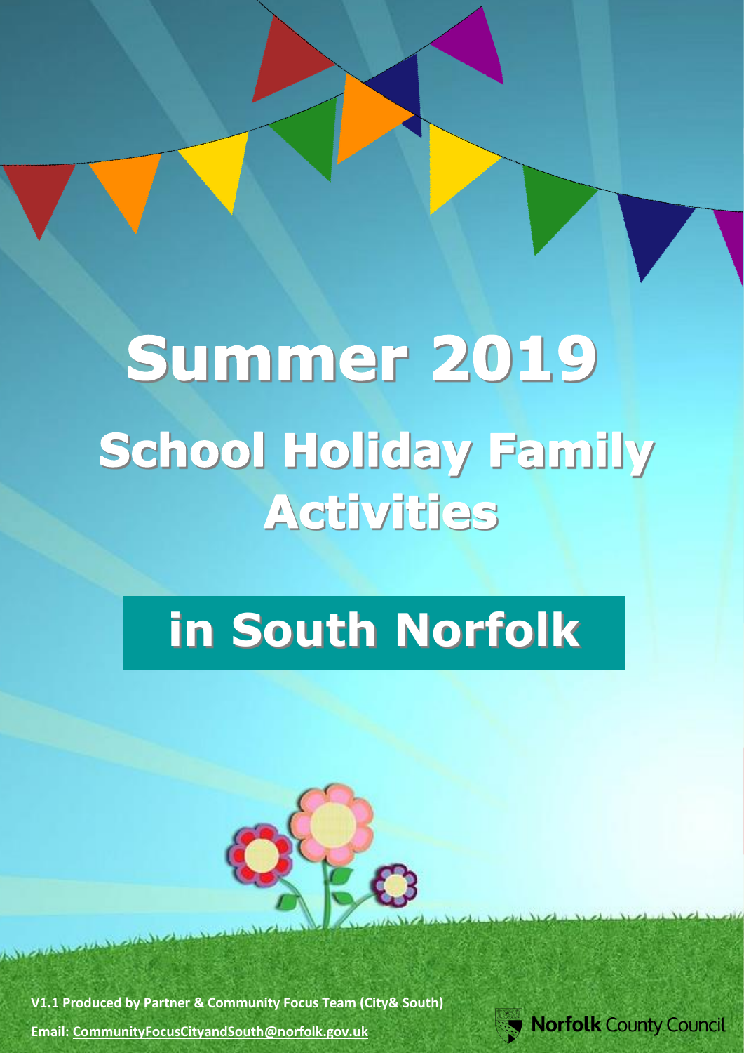# Summer 2019

## School Holiday Family Activities

## in South Norfolk

**V1.1 Produced by Partner & Community Focus Team (City& South)**

**Email: CommunityFocusCityandSouth@norfolk.gov.uk**

**Norfolk** County Council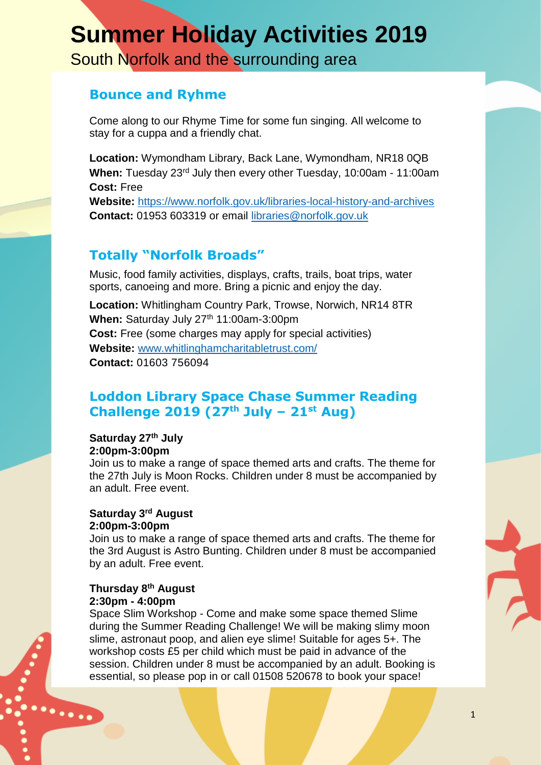# Summer Holiday Activities 2019

South Norfolk and the surrounding area

## Bounce and Ryhme

Come along to our Rhyme Time for some fun singing. All welcome to stay for a cuppa and a friendly chat.

**Location:** Wymondham Library, Back Lane, Wymondham, NR18 0QB
**When:** Tuesday 23rd July then every other Tuesday, 10:00am - 11:00am
**Cost:** Free
**Website:** https://www.norfolk.gov.uk/libraries-local-history-and-archives
**Contact:** 01953 603319 or email libraries@norfolk.gov.uk

## Totally "Norfolk Broads"

Music, food family activities, displays, crafts, trails, boat trips, water sports, canoeing and more. Bring a picnic and enjoy the day.

**Location:** Whitlingham Country Park, Trowse, Norwich, NR14 8TR
**When:** Saturday July 27th 11:00am-3:00pm
**Cost:** Free (some charges may apply for special activities)
**Website:** www.whitlinghamcharitabletrust.com/
**Contact:** 01603 756094

## Loddon Library Space Chase Summer Reading Challenge 2019 (27th July – 21st Aug)

**Saturday 27th July**
**2:00pm-3:00pm**
Join us to make a range of space themed arts and crafts. The theme for the 27th July is Moon Rocks. Children under 8 must be accompanied by an adult. Free event.

**Saturday 3rd August**
**2:00pm-3:00pm**
Join us to make a range of space themed arts and crafts. The theme for the 3rd August is Astro Bunting. Children under 8 must be accompanied by an adult. Free event.

**Thursday 8th August**
**2:30pm - 4:00pm**
Space Slim Workshop - Come and make some space themed Slime during the Summer Reading Challenge! We will be making slimy moon slime, astronaut poop, and alien eye slime! Suitable for ages 5+. The workshop costs £5 per child which must be paid in advance of the session. Children under 8 must be accompanied by an adult. Booking is essential, so please pop in or call 01508 520678 to book your space!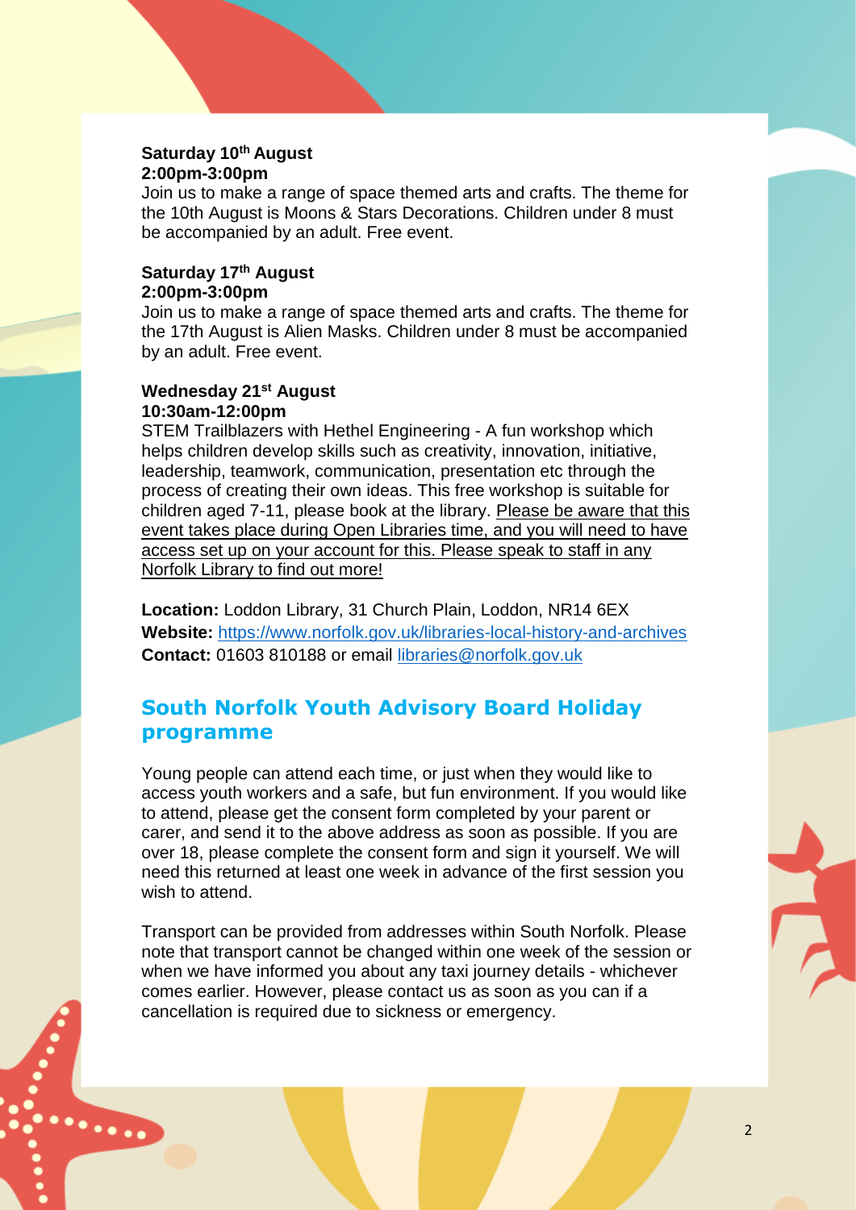**Saturday 10th August**
**2:00pm-3:00pm**
Join us to make a range of space themed arts and crafts. The theme for the 10th August is Moons & Stars Decorations. Children under 8 must be accompanied by an adult. Free event.

**Saturday 17th August**
**2:00pm-3:00pm**
Join us to make a range of space themed arts and crafts. The theme for the 17th August is Alien Masks. Children under 8 must be accompanied by an adult. Free event.

**Wednesday 21st August**
**10:30am-12:00pm**
STEM Trailblazers with Hethel Engineering - A fun workshop which helps children develop skills such as creativity, innovation, initiative, leadership, teamwork, communication, presentation etc through the process of creating their own ideas. This free workshop is suitable for children aged 7-11, please book at the library. Please be aware that this event takes place during Open Libraries time, and you will need to have access set up on your account for this. Please speak to staff in any Norfolk Library to find out more!

**Location:** Loddon Library, 31 Church Plain, Loddon, NR14 6EX
**Website:** https://www.norfolk.gov.uk/libraries-local-history-and-archives
**Contact:** 01603 810188 or email libraries@norfolk.gov.uk

## South Norfolk Youth Advisory Board Holiday programme

Young people can attend each time, or just when they would like to access youth workers and a safe, but fun environment. If you would like to attend, please get the consent form completed by your parent or carer, and send it to the above address as soon as possible. If you are over 18, please complete the consent form and sign it yourself. We will need this returned at least one week in advance of the first session you wish to attend.

Transport can be provided from addresses within South Norfolk. Please note that transport cannot be changed within one week of the session or when we have informed you about any taxi journey details - whichever comes earlier. However, please contact us as soon as you can if a cancellation is required due to sickness or emergency.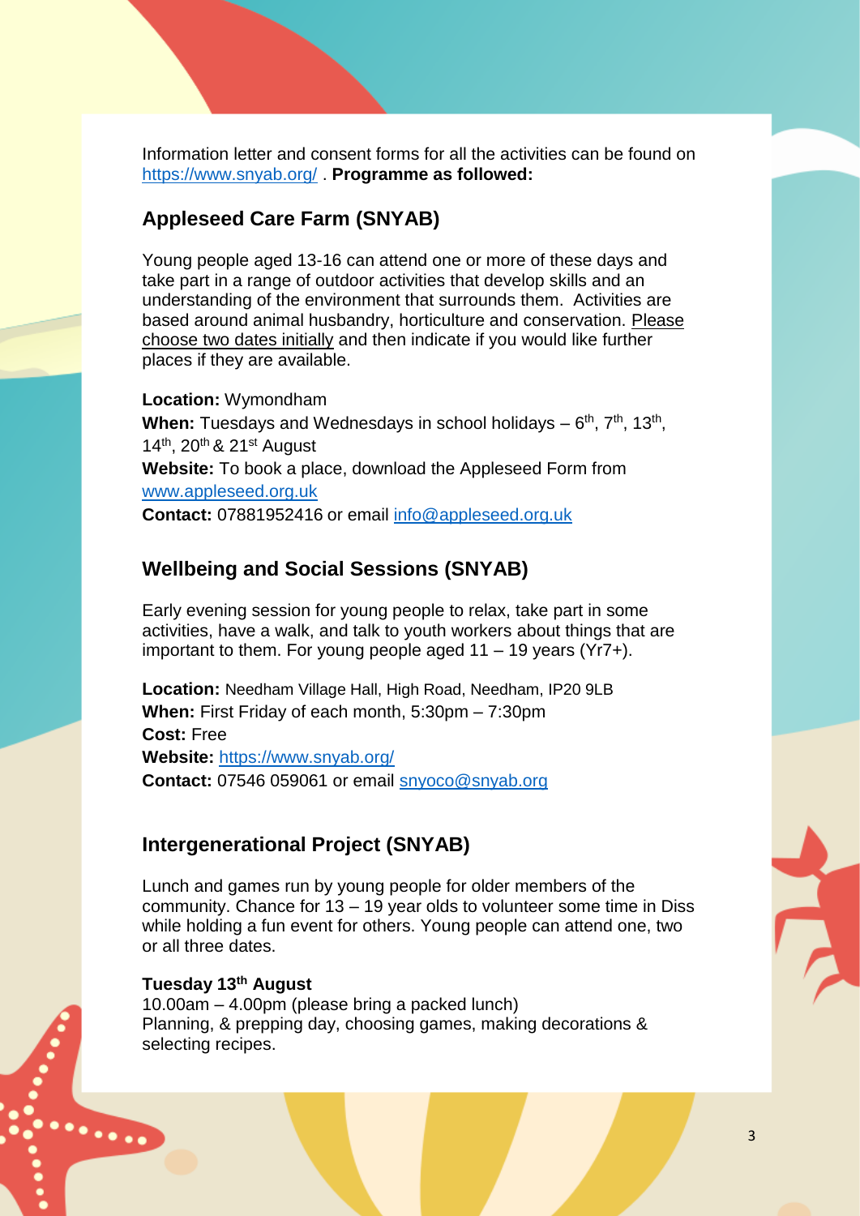Information letter and consent forms for all the activities can be found on https://www.snyab.org/ . **Programme as followed:**

## Appleseed Care Farm (SNYAB)

Young people aged 13-16 can attend one or more of these days and take part in a range of outdoor activities that develop skills and an understanding of the environment that surrounds them. Activities are based around animal husbandry, horticulture and conservation. Please choose two dates initially and then indicate if you would like further places if they are available.

**Location:** Wymondham
**When:** Tuesdays and Wednesdays in school holidays – 6th, 7th, 13th, 14th, 20th & 21st August
**Website:** To book a place, download the Appleseed Form from www.appleseed.org.uk
**Contact:** 07881952416 or email info@appleseed.org.uk

## Wellbeing and Social Sessions (SNYAB)

Early evening session for young people to relax, take part in some activities, have a walk, and talk to youth workers about things that are important to them. For young people aged 11 – 19 years (Yr7+).

**Location:** Needham Village Hall, High Road, Needham, IP20 9LB
**When:** First Friday of each month, 5:30pm – 7:30pm
**Cost:** Free
**Website:** https://www.snyab.org/
**Contact:** 07546 059061 or email snyoco@snyab.org

## Intergenerational Project (SNYAB)

Lunch and games run by young people for older members of the community. Chance for 13 – 19 year olds to volunteer some time in Diss while holding a fun event for others. Young people can attend one, two or all three dates.

**Tuesday 13th August**
10.00am – 4.00pm (please bring a packed lunch)
Planning, & prepping day, choosing games, making decorations & selecting recipes.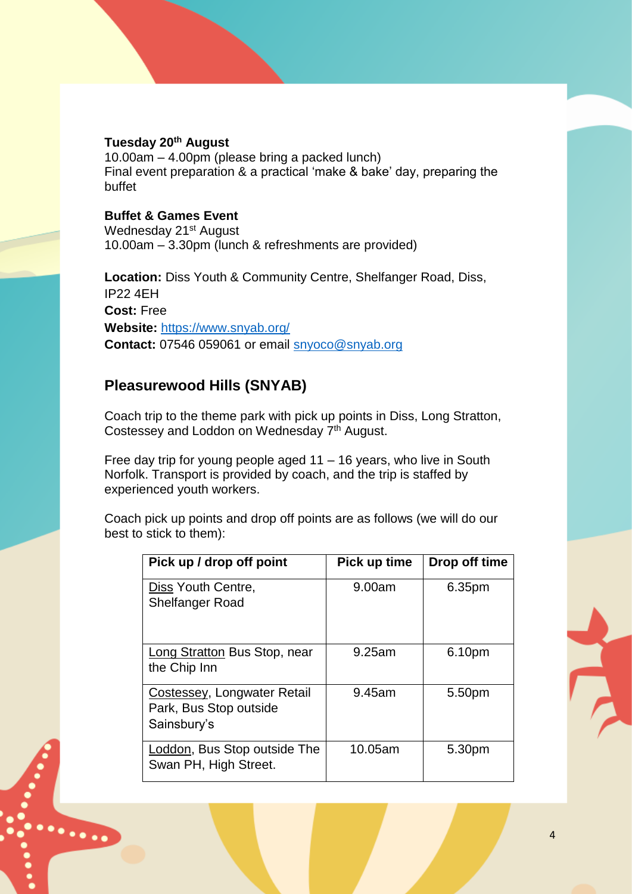**Tuesday 20th August**
10.00am – 4.00pm (please bring a packed lunch)
Final event preparation & a practical 'make & bake' day, preparing the buffet

**Buffet & Games Event**
Wednesday 21st August
10.00am – 3.30pm (lunch & refreshments are provided)

**Location:** Diss Youth & Community Centre, Shelfanger Road, Diss, IP22 4EH
**Cost:** Free
**Website:** https://www.snyab.org/
**Contact:** 07546 059061 or email snyoco@snyab.org

## Pleasurewood Hills (SNYAB)

Coach trip to the theme park with pick up points in Diss, Long Stratton, Costessey and Loddon on Wednesday 7th August.

Free day trip for young people aged 11 – 16 years, who live in South Norfolk. Transport is provided by coach, and the trip is staffed by experienced youth workers.

Coach pick up points and drop off points are as follows (we will do our best to stick to them):

| Pick up / drop off point | Pick up time | Drop off time |
|---|---|---|
| Diss Youth Centre, Shelfanger Road | 9.00am | 6.35pm |
| Long Stratton Bus Stop, near the Chip Inn | 9.25am | 6.10pm |
| Costessey, Longwater Retail Park, Bus Stop outside Sainsbury's | 9.45am | 5.50pm |
| Loddon, Bus Stop outside The Swan PH, High Street. | 10.05am | 5.30pm |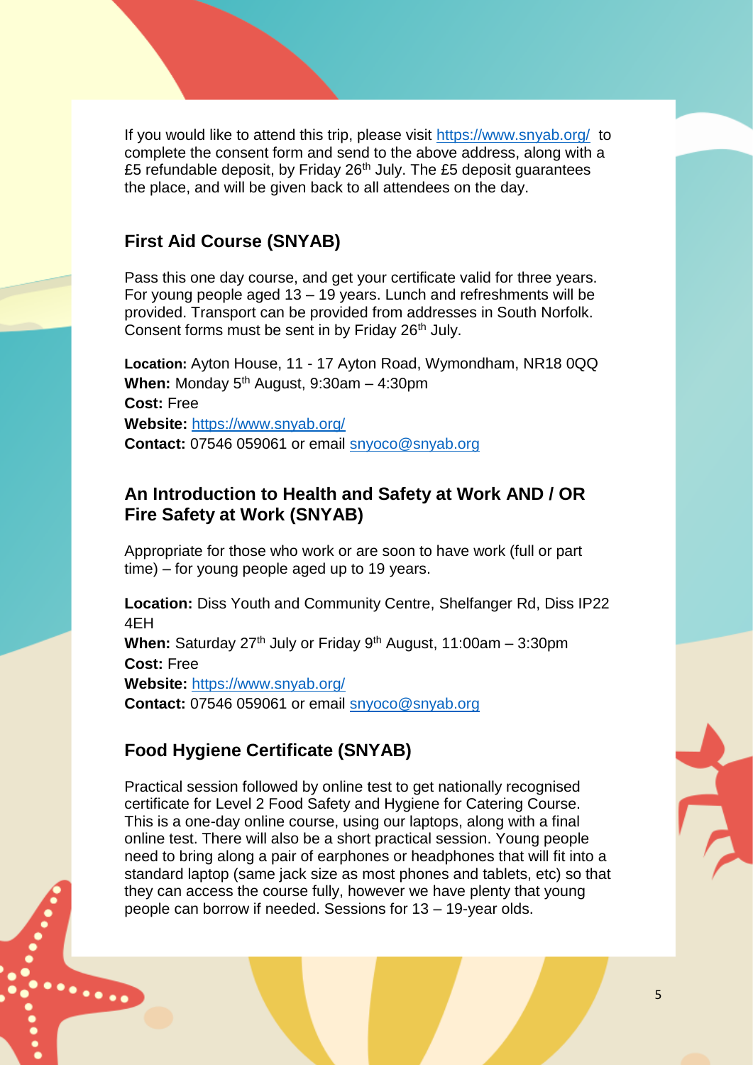If you would like to attend this trip, please visit https://www.snyab.org/ to complete the consent form and send to the above address, along with a £5 refundable deposit, by Friday 26th July. The £5 deposit guarantees the place, and will be given back to all attendees on the day.

## First Aid Course (SNYAB)

Pass this one day course, and get your certificate valid for three years. For young people aged 13 – 19 years. Lunch and refreshments will be provided. Transport can be provided from addresses in South Norfolk. Consent forms must be sent in by Friday 26th July.

**Location:** Ayton House, 11 - 17 Ayton Road, Wymondham, NR18 0QQ
**When:** Monday 5th August, 9:30am – 4:30pm
**Cost:** Free
**Website:** https://www.snyab.org/
**Contact:** 07546 059061 or email snyoco@snyab.org

## An Introduction to Health and Safety at Work AND / OR Fire Safety at Work (SNYAB)

Appropriate for those who work or are soon to have work (full or part time) – for young people aged up to 19 years.

**Location:** Diss Youth and Community Centre, Shelfanger Rd, Diss IP22 4EH
**When:** Saturday 27th July or Friday 9th August, 11:00am – 3:30pm
**Cost:** Free
**Website:** https://www.snyab.org/
**Contact:** 07546 059061 or email snyoco@snyab.org

## Food Hygiene Certificate (SNYAB)

Practical session followed by online test to get nationally recognised certificate for Level 2 Food Safety and Hygiene for Catering Course. This is a one-day online course, using our laptops, along with a final online test. There will also be a short practical session. Young people need to bring along a pair of earphones or headphones that will fit into a standard laptop (same jack size as most phones and tablets, etc) so that they can access the course fully, however we have plenty that young people can borrow if needed. Sessions for 13 – 19-year olds.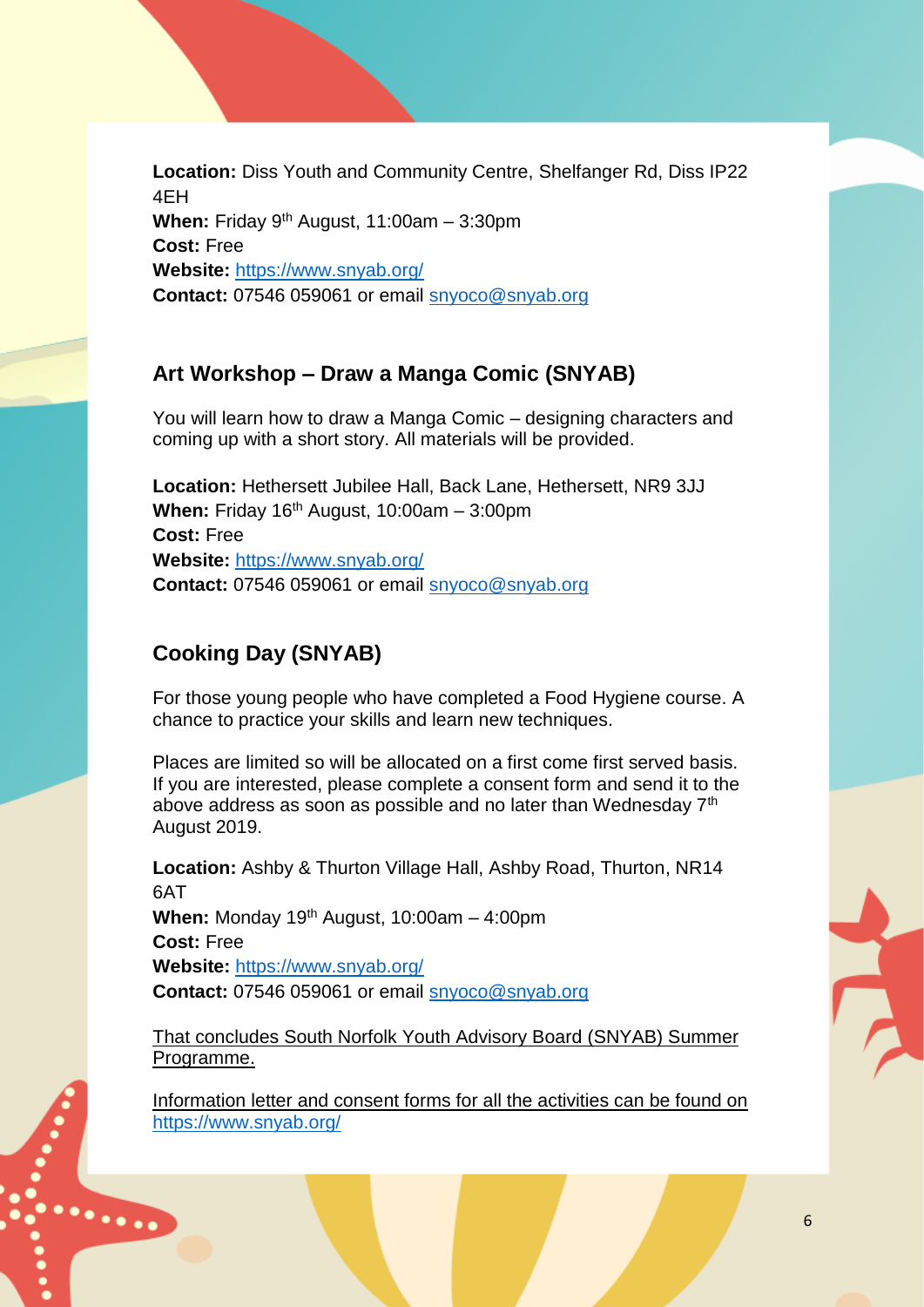**Location:** Diss Youth and Community Centre, Shelfanger Rd, Diss IP22 4EH
**When:** Friday 9th August, 11:00am – 3:30pm
**Cost:** Free
**Website:** https://www.snyab.org/
**Contact:** 07546 059061 or email snyoco@snyab.org

## Art Workshop – Draw a Manga Comic (SNYAB)

You will learn how to draw a Manga Comic – designing characters and coming up with a short story. All materials will be provided.

**Location:** Hethersett Jubilee Hall, Back Lane, Hethersett, NR9 3JJ
**When:** Friday 16th August, 10:00am – 3:00pm
**Cost:** Free
**Website:** https://www.snyab.org/
**Contact:** 07546 059061 or email snyoco@snyab.org

## Cooking Day (SNYAB)

For those young people who have completed a Food Hygiene course. A chance to practice your skills and learn new techniques.

Places are limited so will be allocated on a first come first served basis. If you are interested, please complete a consent form and send it to the above address as soon as possible and no later than Wednesday 7th August 2019.

**Location:** Ashby & Thurton Village Hall, Ashby Road, Thurton, NR14 6AT
**When:** Monday 19th August, 10:00am – 4:00pm
**Cost:** Free
**Website:** https://www.snyab.org/
**Contact:** 07546 059061 or email snyoco@snyab.org

That concludes South Norfolk Youth Advisory Board (SNYAB) Summer Programme.

Information letter and consent forms for all the activities can be found on https://www.snyab.org/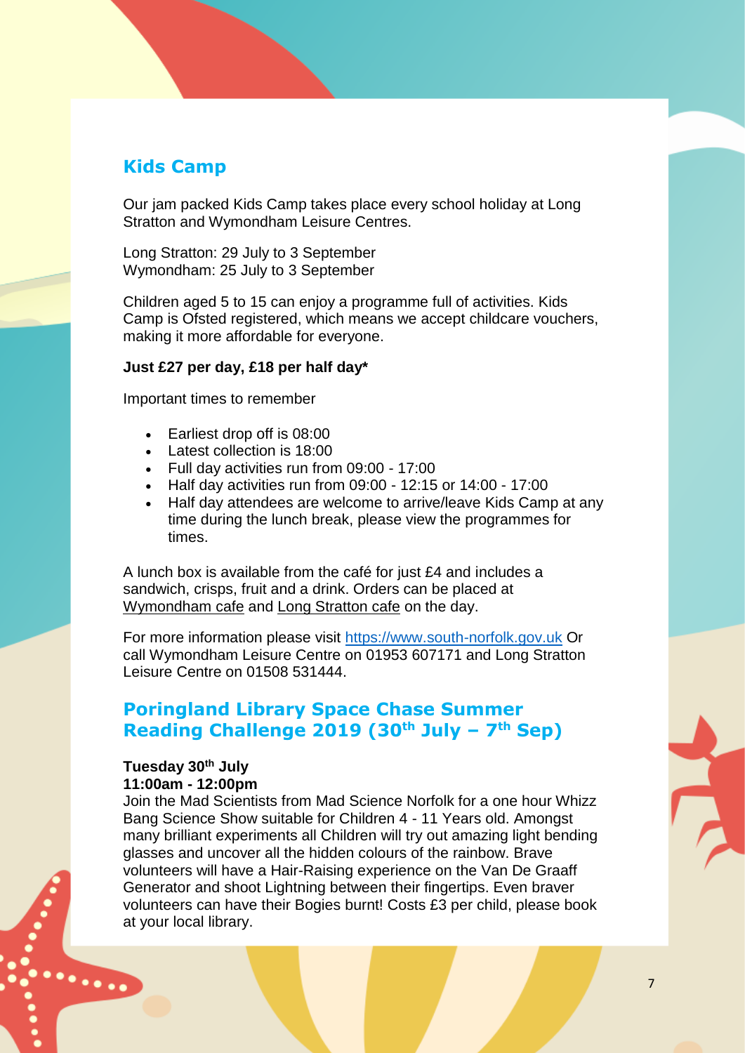## Kids Camp

Our jam packed Kids Camp takes place every school holiday at Long Stratton and Wymondham Leisure Centres.

Long Stratton: 29 July to 3 September
Wymondham: 25 July to 3 September

Children aged 5 to 15 can enjoy a programme full of activities. Kids Camp is Ofsted registered, which means we accept childcare vouchers, making it more affordable for everyone.

**Just £27 per day, £18 per half day***

Important times to remember

- Earliest drop off is 08:00
- Latest collection is 18:00
- Full day activities run from 09:00 - 17:00
- Half day activities run from 09:00 - 12:15 or 14:00 - 17:00
- Half day attendees are welcome to arrive/leave Kids Camp at any time during the lunch break, please view the programmes for times.

A lunch box is available from the café for just £4 and includes a sandwich, crisps, fruit and a drink. Orders can be placed at Wymondham cafe and Long Stratton cafe on the day.

For more information please visit https://www.south-norfolk.gov.uk Or call Wymondham Leisure Centre on 01953 607171 and Long Stratton Leisure Centre on 01508 531444.

## Poringland Library Space Chase Summer Reading Challenge 2019 (30th July – 7th Sep)

**Tuesday 30th July**
**11:00am - 12:00pm**
Join the Mad Scientists from Mad Science Norfolk for a one hour Whizz Bang Science Show suitable for Children 4 - 11 Years old. Amongst many brilliant experiments all Children will try out amazing light bending glasses and uncover all the hidden colours of the rainbow. Brave volunteers will have a Hair-Raising experience on the Van De Graaff Generator and shoot Lightning between their fingertips. Even braver volunteers can have their Bogies burnt! Costs £3 per child, please book at your local library.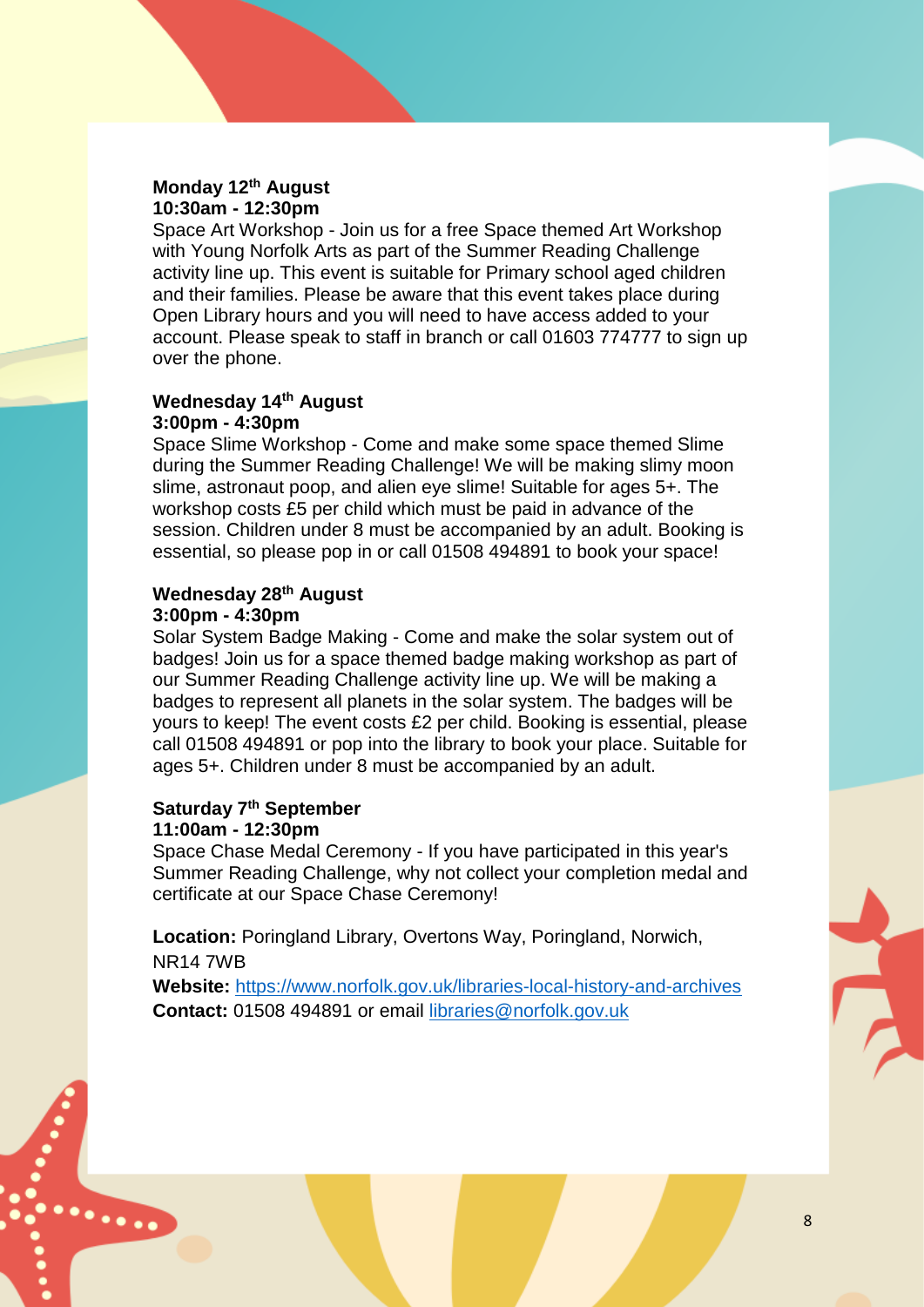**Monday 12th August**
**10:30am - 12:30pm**
Space Art Workshop - Join us for a free Space themed Art Workshop with Young Norfolk Arts as part of the Summer Reading Challenge activity line up. This event is suitable for Primary school aged children and their families. Please be aware that this event takes place during Open Library hours and you will need to have access added to your account. Please speak to staff in branch or call 01603 774777 to sign up over the phone.

**Wednesday 14th August**
**3:00pm - 4:30pm**
Space Slime Workshop - Come and make some space themed Slime during the Summer Reading Challenge! We will be making slimy moon slime, astronaut poop, and alien eye slime! Suitable for ages 5+. The workshop costs £5 per child which must be paid in advance of the session. Children under 8 must be accompanied by an adult. Booking is essential, so please pop in or call 01508 494891 to book your space!

**Wednesday 28th August**
**3:00pm - 4:30pm**
Solar System Badge Making - Come and make the solar system out of badges! Join us for a space themed badge making workshop as part of our Summer Reading Challenge activity line up. We will be making a badges to represent all planets in the solar system. The badges will be yours to keep! The event costs £2 per child. Booking is essential, please call 01508 494891 or pop into the library to book your place. Suitable for ages 5+. Children under 8 must be accompanied by an adult.

**Saturday 7th September**
**11:00am - 12:30pm**
Space Chase Medal Ceremony - If you have participated in this year's Summer Reading Challenge, why not collect your completion medal and certificate at our Space Chase Ceremony!

**Location:** Poringland Library, Overtons Way, Poringland, Norwich, NR14 7WB
**Website:** https://www.norfolk.gov.uk/libraries-local-history-and-archives
**Contact:** 01508 494891 or email libraries@norfolk.gov.uk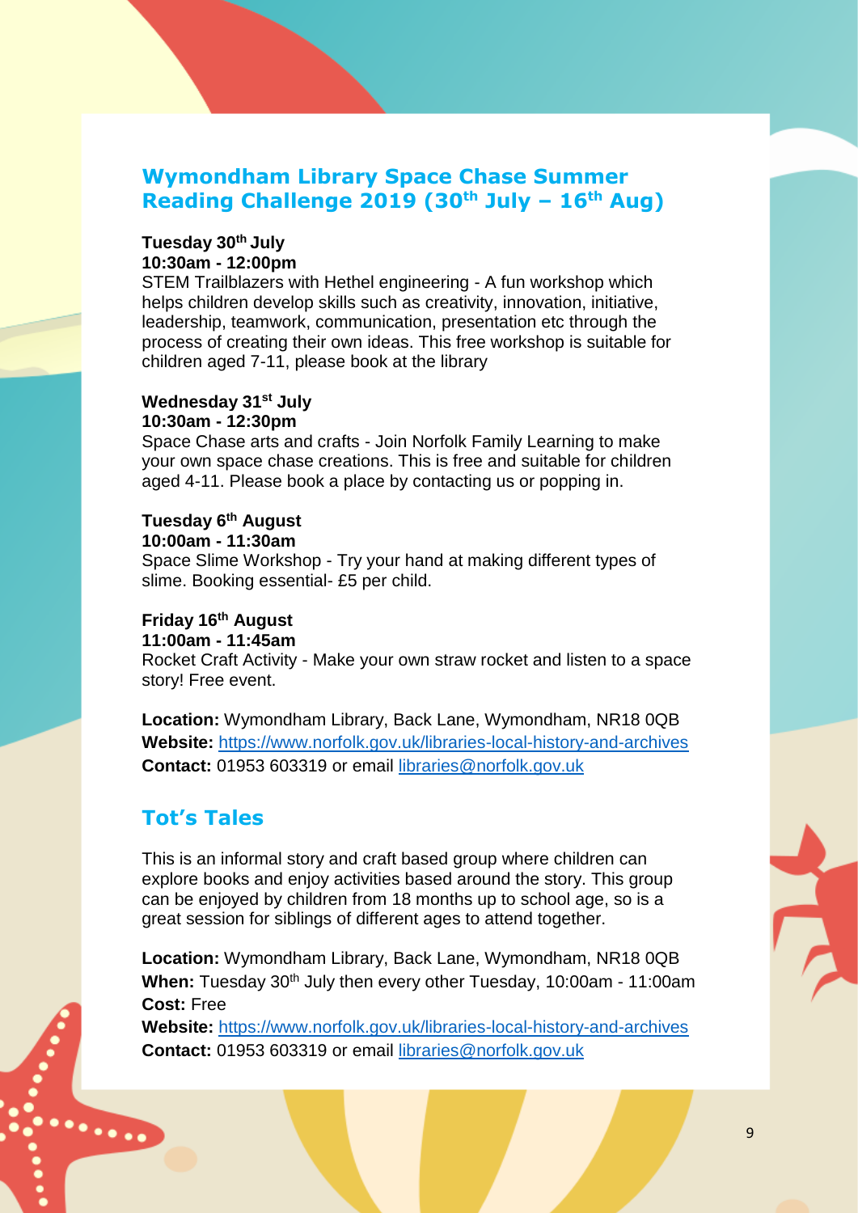## Wymondham Library Space Chase Summer Reading Challenge 2019 (30th July – 16th Aug)

**Tuesday 30th July**
**10:30am - 12:00pm**
STEM Trailblazers with Hethel engineering - A fun workshop which helps children develop skills such as creativity, innovation, initiative, leadership, teamwork, communication, presentation etc through the process of creating their own ideas. This free workshop is suitable for children aged 7-11, please book at the library

**Wednesday 31st July**
**10:30am - 12:30pm**
Space Chase arts and crafts - Join Norfolk Family Learning to make your own space chase creations. This is free and suitable for children aged 4-11. Please book a place by contacting us or popping in.

**Tuesday 6th August**
**10:00am - 11:30am**
Space Slime Workshop - Try your hand at making different types of slime. Booking essential- £5 per child.

**Friday 16th August**
**11:00am - 11:45am**
Rocket Craft Activity - Make your own straw rocket and listen to a space story! Free event.

**Location:** Wymondham Library, Back Lane, Wymondham, NR18 0QB
**Website:** https://www.norfolk.gov.uk/libraries-local-history-and-archives
**Contact:** 01953 603319 or email libraries@norfolk.gov.uk

## Tot's Tales

This is an informal story and craft based group where children can explore books and enjoy activities based around the story. This group can be enjoyed by children from 18 months up to school age, so is a great session for siblings of different ages to attend together.

**Location:** Wymondham Library, Back Lane, Wymondham, NR18 0QB
**When:** Tuesday 30th July then every other Tuesday, 10:00am - 11:00am
**Cost:** Free
**Website:** https://www.norfolk.gov.uk/libraries-local-history-and-archives
**Contact:** 01953 603319 or email libraries@norfolk.gov.uk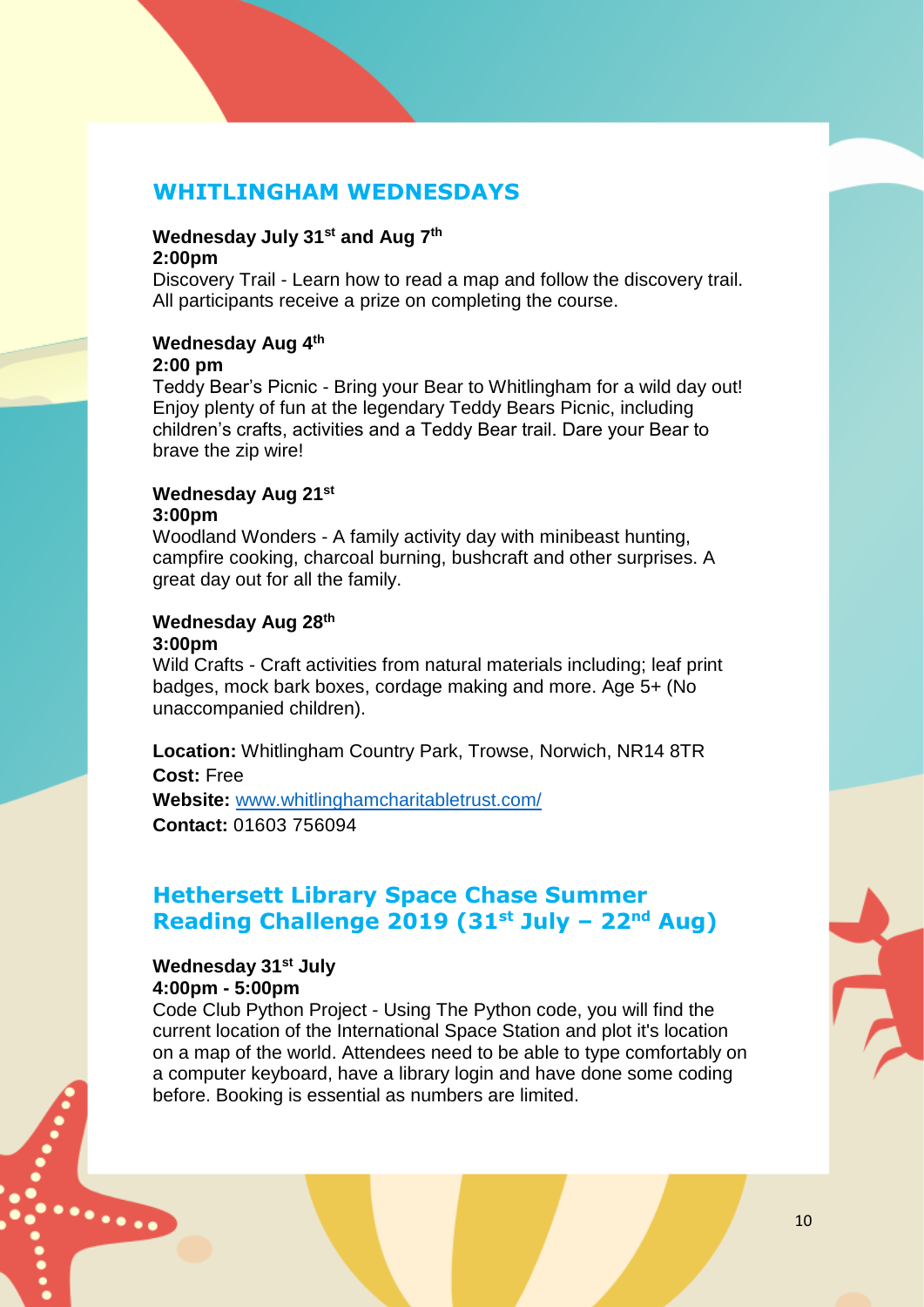## WHITLINGHAM WEDNESDAYS

**Wednesday July 31st and Aug 7th**
**2:00pm**
Discovery Trail - Learn how to read a map and follow the discovery trail. All participants receive a prize on completing the course.

**Wednesday Aug 4th**
**2:00 pm**
Teddy Bear's Picnic - Bring your Bear to Whitlingham for a wild day out! Enjoy plenty of fun at the legendary Teddy Bears Picnic, including children's crafts, activities and a Teddy Bear trail. Dare your Bear to brave the zip wire!

**Wednesday Aug 21st**
**3:00pm**
Woodland Wonders - A family activity day with minibeast hunting, campfire cooking, charcoal burning, bushcraft and other surprises. A great day out for all the family.

**Wednesday Aug 28th**
**3:00pm**
Wild Crafts - Craft activities from natural materials including; leaf print badges, mock bark boxes, cordage making and more. Age 5+ (No unaccompanied children).

**Location:** Whitlingham Country Park, Trowse, Norwich, NR14 8TR
**Cost:** Free
**Website:** www.whitlinghamcharitabletrust.com/
**Contact:** 01603 756094

## Hethersett Library Space Chase Summer Reading Challenge 2019 (31st July – 22nd Aug)

**Wednesday 31st July**
**4:00pm - 5:00pm**
Code Club Python Project - Using The Python code, you will find the current location of the International Space Station and plot it's location on a map of the world. Attendees need to be able to type comfortably on a computer keyboard, have a library login and have done some coding before. Booking is essential as numbers are limited.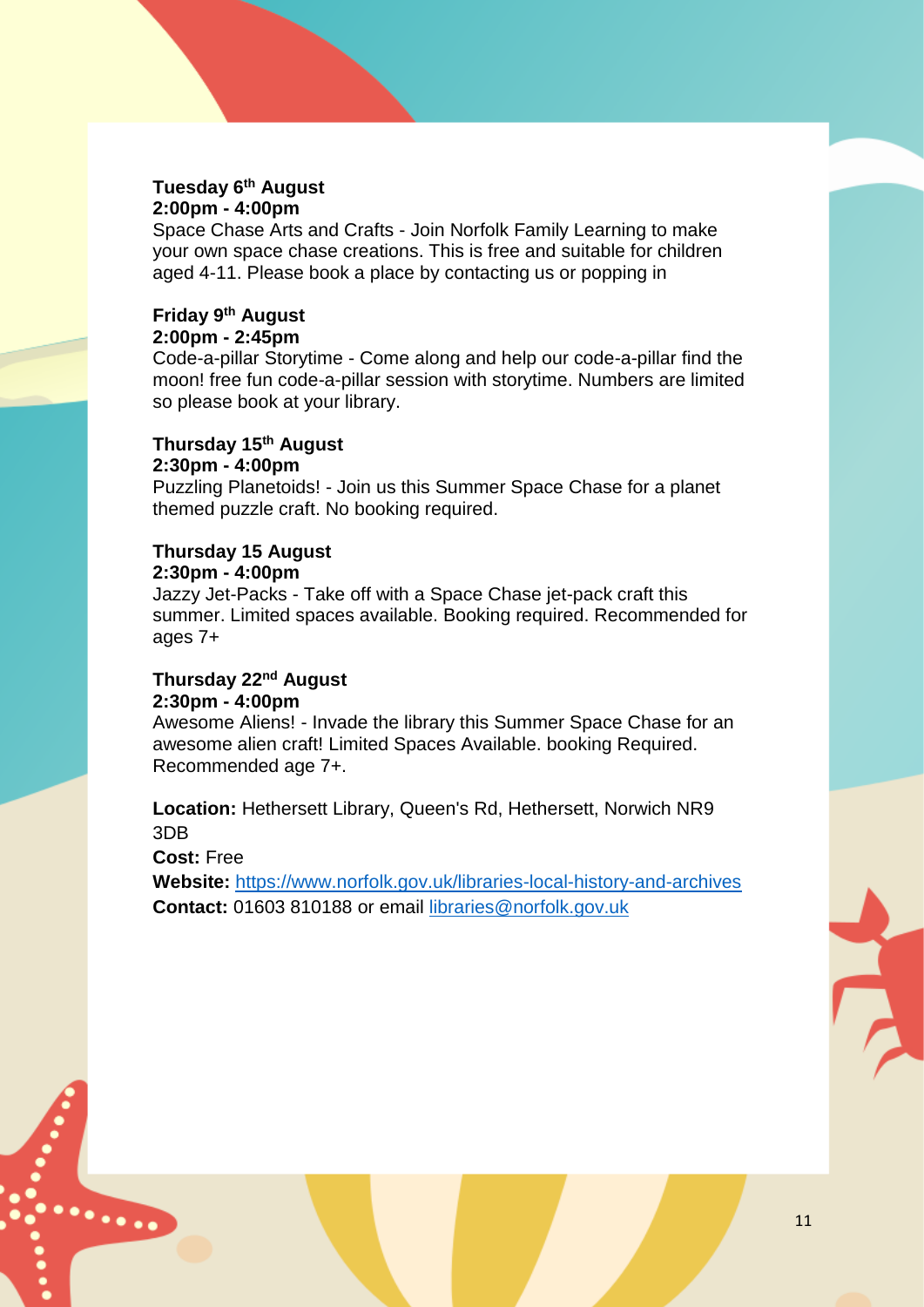**Tuesday 6th August**
**2:00pm - 4:00pm**
Space Chase Arts and Crafts - Join Norfolk Family Learning to make your own space chase creations. This is free and suitable for children aged 4-11. Please book a place by contacting us or popping in

**Friday 9th August**
**2:00pm - 2:45pm**
Code-a-pillar Storytime - Come along and help our code-a-pillar find the moon! free fun code-a-pillar session with storytime. Numbers are limited so please book at your library.

**Thursday 15th August**
**2:30pm - 4:00pm**
Puzzling Planetoids! - Join us this Summer Space Chase for a planet themed puzzle craft. No booking required.

**Thursday 15 August**
**2:30pm - 4:00pm**
Jazzy Jet-Packs - Take off with a Space Chase jet-pack craft this summer. Limited spaces available. Booking required. Recommended for ages 7+

**Thursday 22nd August**
**2:30pm - 4:00pm**
Awesome Aliens! - Invade the library this Summer Space Chase for an awesome alien craft! Limited Spaces Available. booking Required. Recommended age 7+.

**Location:** Hethersett Library, Queen's Rd, Hethersett, Norwich NR9 3DB
**Cost:** Free
**Website:** https://www.norfolk.gov.uk/libraries-local-history-and-archives
**Contact:** 01603 810188 or email libraries@norfolk.gov.uk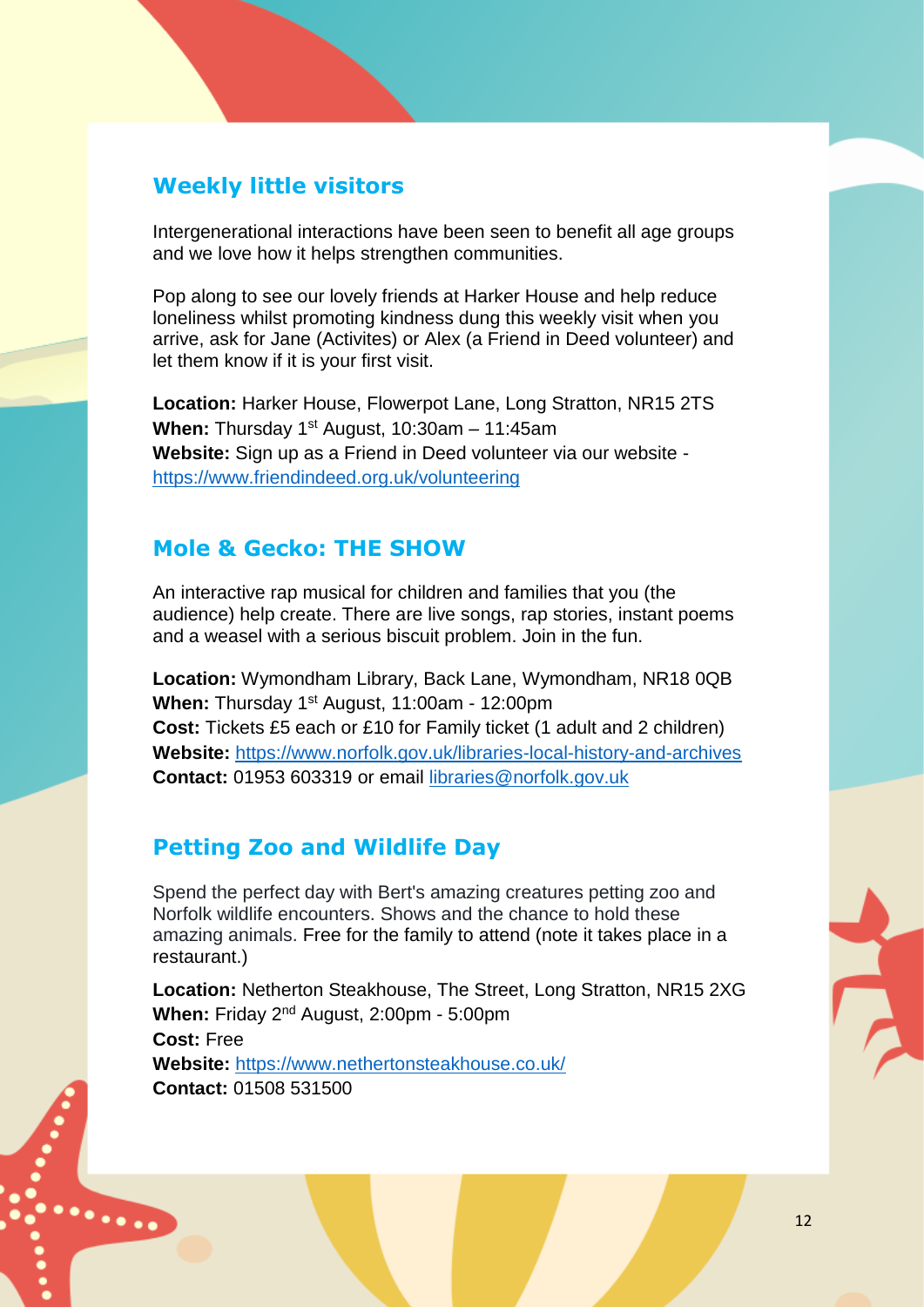## Weekly little visitors

Intergenerational interactions have been seen to benefit all age groups and we love how it helps strengthen communities.

Pop along to see our lovely friends at Harker House and help reduce loneliness whilst promoting kindness dung this weekly visit when you arrive, ask for Jane (Activites) or Alex (a Friend in Deed volunteer) and let them know if it is your first visit.

**Location:** Harker House, Flowerpot Lane, Long Stratton, NR15 2TS
**When:** Thursday 1st August, 10:30am – 11:45am
**Website:** Sign up as a Friend in Deed volunteer via our website - https://www.friendindeed.org.uk/volunteering

## Mole & Gecko: THE SHOW

An interactive rap musical for children and families that you (the audience) help create. There are live songs, rap stories, instant poems and a weasel with a serious biscuit problem. Join in the fun.

**Location:** Wymondham Library, Back Lane, Wymondham, NR18 0QB
**When:** Thursday 1st August, 11:00am - 12:00pm
**Cost:** Tickets £5 each or £10 for Family ticket (1 adult and 2 children)
**Website:** https://www.norfolk.gov.uk/libraries-local-history-and-archives
**Contact:** 01953 603319 or email libraries@norfolk.gov.uk

## Petting Zoo and Wildlife Day

Spend the perfect day with Bert's amazing creatures petting zoo and Norfolk wildlife encounters. Shows and the chance to hold these amazing animals. Free for the family to attend (note it takes place in a restaurant.)

**Location:** Netherton Steakhouse, The Street, Long Stratton, NR15 2XG
**When:** Friday 2nd August, 2:00pm - 5:00pm
**Cost:** Free
**Website:** https://www.nethertonsteakhouse.co.uk/
**Contact:** 01508 531500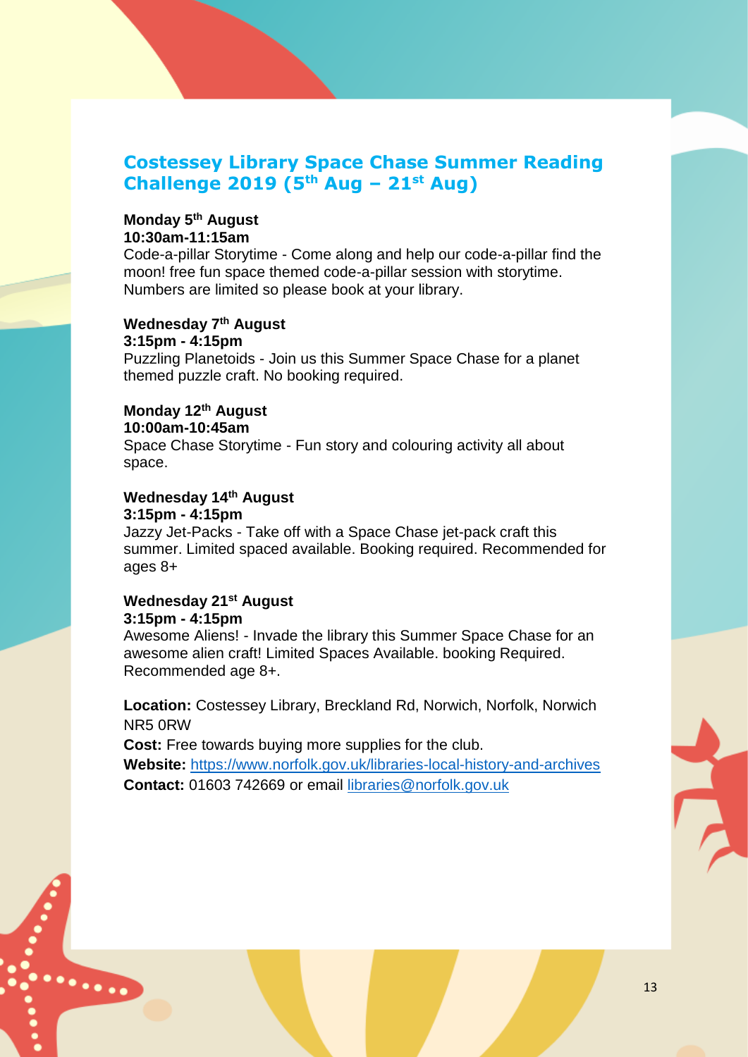## Costessey Library Space Chase Summer Reading Challenge 2019 (5th Aug – 21st Aug)

**Monday 5th August**
**10:30am-11:15am**
Code-a-pillar Storytime - Come along and help our code-a-pillar find the moon! free fun space themed code-a-pillar session with storytime. Numbers are limited so please book at your library.

**Wednesday 7th August**
**3:15pm - 4:15pm**
Puzzling Planetoids - Join us this Summer Space Chase for a planet themed puzzle craft. No booking required.

**Monday 12th August**
**10:00am-10:45am**
Space Chase Storytime - Fun story and colouring activity all about space.

**Wednesday 14th August**
**3:15pm - 4:15pm**
Jazzy Jet-Packs - Take off with a Space Chase jet-pack craft this summer. Limited spaced available. Booking required. Recommended for ages 8+

**Wednesday 21st August**
**3:15pm - 4:15pm**
Awesome Aliens! - Invade the library this Summer Space Chase for an awesome alien craft! Limited Spaces Available. booking Required. Recommended age 8+.

**Location:** Costessey Library, Breckland Rd, Norwich, Norfolk, Norwich NR5 0RW
**Cost:** Free towards buying more supplies for the club.
**Website:** https://www.norfolk.gov.uk/libraries-local-history-and-archives
**Contact:** 01603 742669 or email libraries@norfolk.gov.uk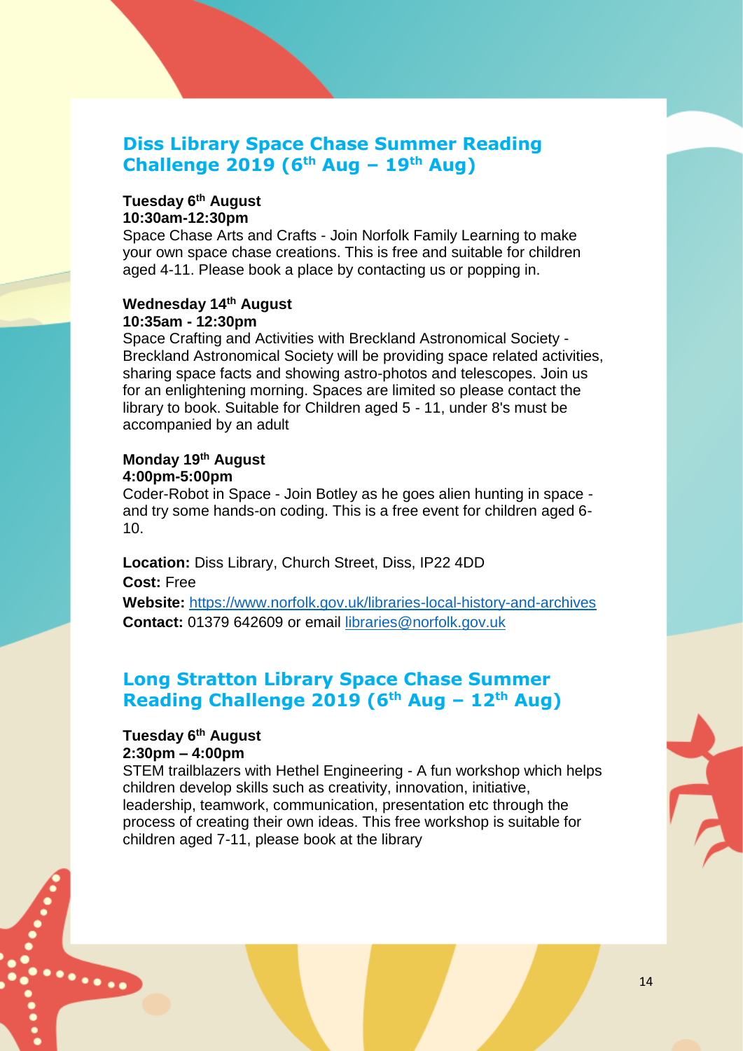## Diss Library Space Chase Summer Reading Challenge 2019 (6th Aug – 19th Aug)

**Tuesday 6th August**
**10:30am-12:30pm**
Space Chase Arts and Crafts - Join Norfolk Family Learning to make your own space chase creations. This is free and suitable for children aged 4-11. Please book a place by contacting us or popping in.

**Wednesday 14th August**
**10:35am - 12:30pm**
Space Crafting and Activities with Breckland Astronomical Society - Breckland Astronomical Society will be providing space related activities, sharing space facts and showing astro-photos and telescopes. Join us for an enlightening morning. Spaces are limited so please contact the library to book. Suitable for Children aged 5 - 11, under 8's must be accompanied by an adult

**Monday 19th August**
**4:00pm-5:00pm**
Coder-Robot in Space - Join Botley as he goes alien hunting in space - and try some hands-on coding. This is a free event for children aged 6-10.

**Location:** Diss Library, Church Street, Diss, IP22 4DD
**Cost:** Free
**Website:** https://www.norfolk.gov.uk/libraries-local-history-and-archives
**Contact:** 01379 642609 or email libraries@norfolk.gov.uk

## Long Stratton Library Space Chase Summer Reading Challenge 2019 (6th Aug – 12th Aug)

**Tuesday 6th August**
**2:30pm – 4:00pm**
STEM trailblazers with Hethel Engineering - A fun workshop which helps children develop skills such as creativity, innovation, initiative, leadership, teamwork, communication, presentation etc through the process of creating their own ideas. This free workshop is suitable for children aged 7-11, please book at the library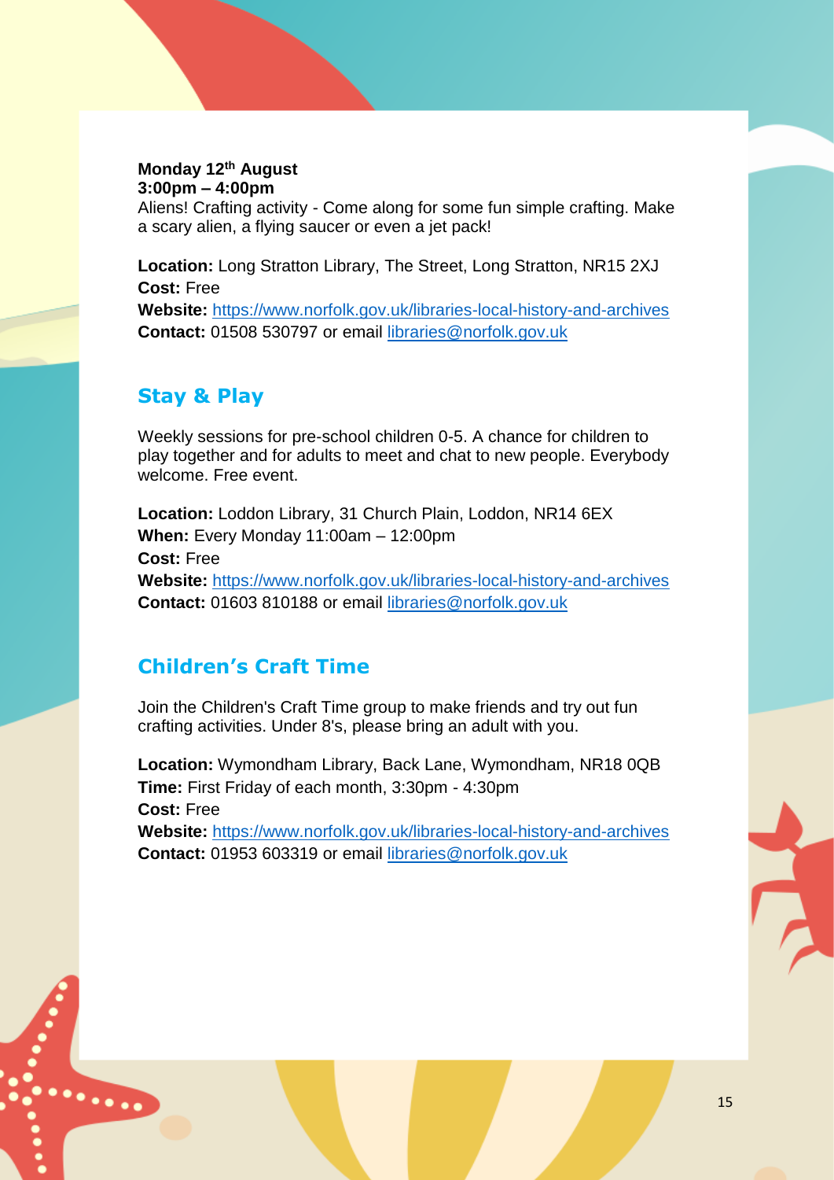**Monday 12th August**
**3:00pm – 4:00pm**
Aliens! Crafting activity - Come along for some fun simple crafting. Make a scary alien, a flying saucer or even a jet pack!

**Location:** Long Stratton Library, The Street, Long Stratton, NR15 2XJ
**Cost:** Free
**Website:** https://www.norfolk.gov.uk/libraries-local-history-and-archives
**Contact:** 01508 530797 or email libraries@norfolk.gov.uk

## Stay & Play

Weekly sessions for pre-school children 0-5. A chance for children to play together and for adults to meet and chat to new people. Everybody welcome. Free event.

**Location:** Loddon Library, 31 Church Plain, Loddon, NR14 6EX
**When:** Every Monday 11:00am – 12:00pm
**Cost:** Free
**Website:** https://www.norfolk.gov.uk/libraries-local-history-and-archives
**Contact:** 01603 810188 or email libraries@norfolk.gov.uk

## Children's Craft Time

Join the Children's Craft Time group to make friends and try out fun crafting activities. Under 8's, please bring an adult with you.

**Location:** Wymondham Library, Back Lane, Wymondham, NR18 0QB
**Time:** First Friday of each month, 3:30pm - 4:30pm
**Cost:** Free
**Website:** https://www.norfolk.gov.uk/libraries-local-history-and-archives
**Contact:** 01953 603319 or email libraries@norfolk.gov.uk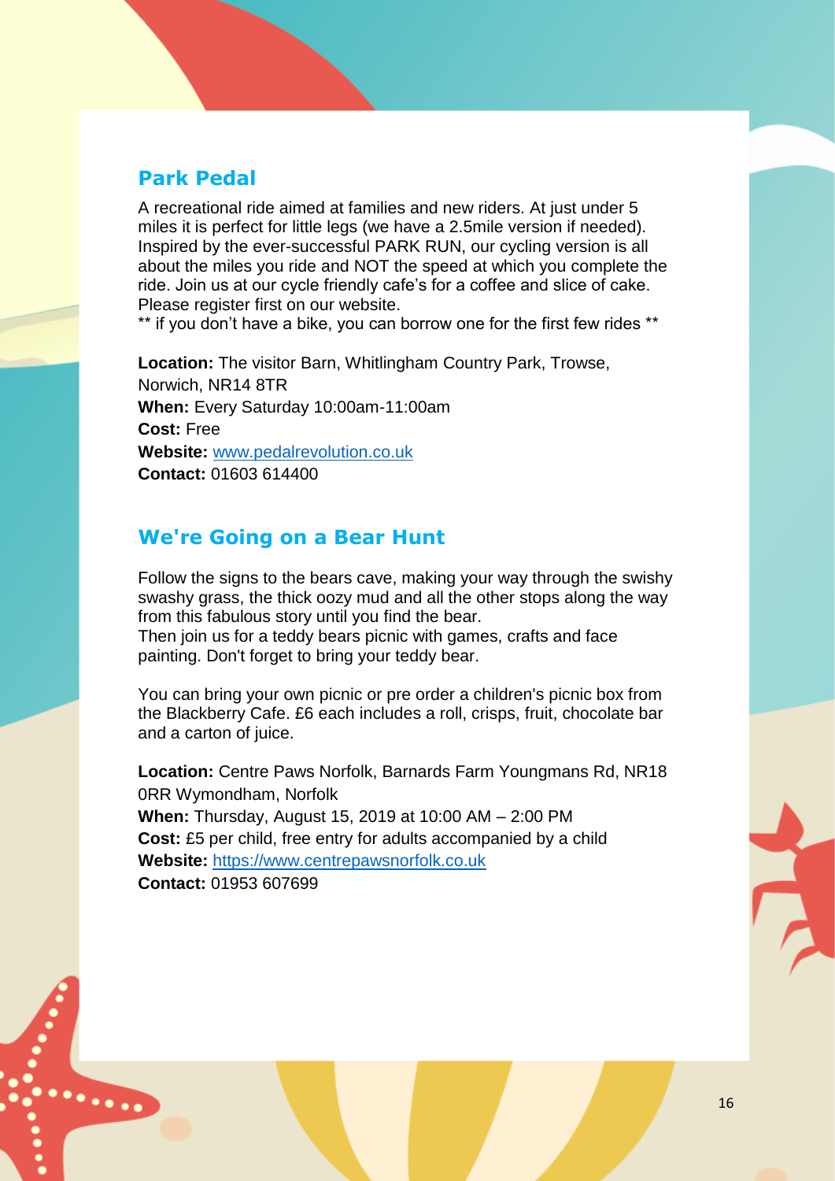## Park Pedal

A recreational ride aimed at families and new riders. At just under 5 miles it is perfect for little legs (we have a 2.5mile version if needed). Inspired by the ever-successful PARK RUN, our cycling version is all about the miles you ride and NOT the speed at which you complete the ride. Join us at our cycle friendly cafe's for a coffee and slice of cake. Please register first on our website.
** if you don't have a bike, you can borrow one for the first few rides **

**Location:** The visitor Barn, Whitlingham Country Park, Trowse, Norwich, NR14 8TR
**When:** Every Saturday 10:00am-11:00am
**Cost:** Free
**Website:** [www.pedalrevolution.co.uk](http://www.pedalrevolution.co.uk)
**Contact:** 01603 614400

## We're Going on a Bear Hunt

Follow the signs to the bears cave, making your way through the swishy swashy grass, the thick oozy mud and all the other stops along the way from this fabulous story until you find the bear.
Then join us for a teddy bears picnic with games, crafts and face painting. Don't forget to bring your teddy bear.

You can bring your own picnic or pre order a children's picnic box from the Blackberry Cafe. £6 each includes a roll, crisps, fruit, chocolate bar and a carton of juice.

**Location:** Centre Paws Norfolk, Barnards Farm Youngmans Rd, NR18 0RR Wymondham, Norfolk
**When:** Thursday, August 15, 2019 at 10:00 AM – 2:00 PM
**Cost:** £5 per child, free entry for adults accompanied by a child
**Website:** [https://www.centrepawsnorfolk.co.uk](https://www.centrepawsnorfolk.co.uk)
**Contact:** 01953 607699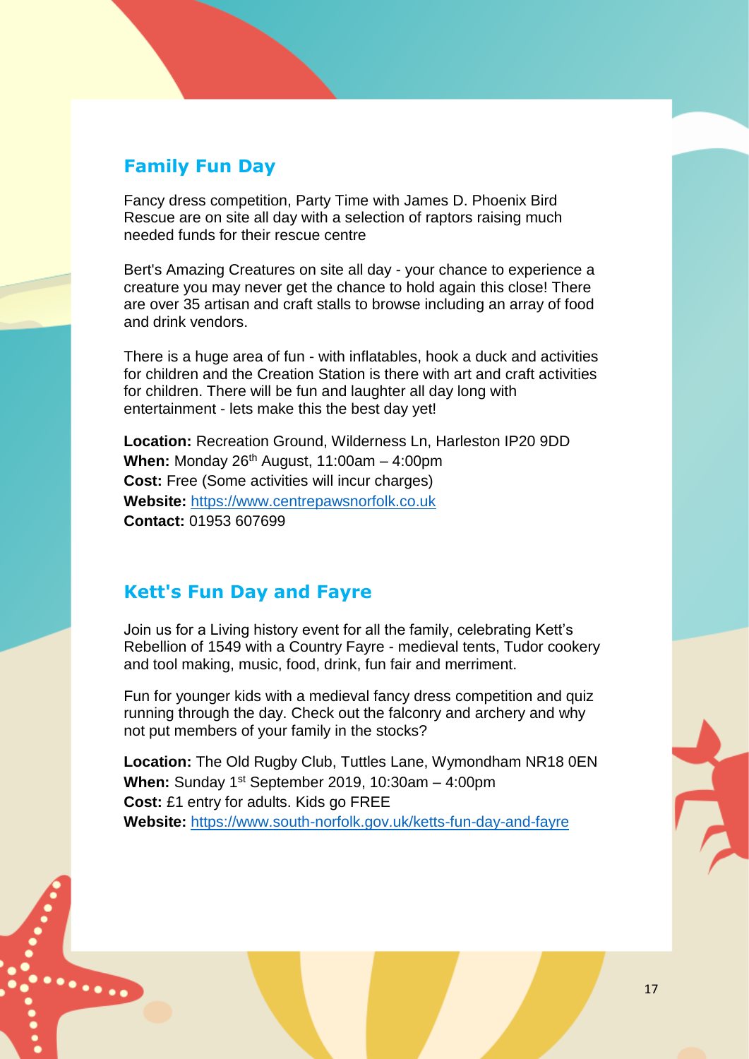## Family Fun Day

Fancy dress competition, Party Time with James D. Phoenix Bird Rescue are on site all day with a selection of raptors raising much needed funds for their rescue centre

Bert's Amazing Creatures on site all day - your chance to experience a creature you may never get the chance to hold again this close! There are over 35 artisan and craft stalls to browse including an array of food and drink vendors.

There is a huge area of fun - with inflatables, hook a duck and activities for children and the Creation Station is there with art and craft activities for children. There will be fun and laughter all day long with entertainment - lets make this the best day yet!

**Location:** Recreation Ground, Wilderness Ln, Harleston IP20 9DD
**When:** Monday 26th August, 11:00am – 4:00pm
**Cost:** Free (Some activities will incur charges)
**Website:** https://www.centrepawsnorfolk.co.uk
**Contact:** 01953 607699

## Kett's Fun Day and Fayre

Join us for a Living history event for all the family, celebrating Kett's Rebellion of 1549 with a Country Fayre - medieval tents, Tudor cookery and tool making, music, food, drink, fun fair and merriment.

Fun for younger kids with a medieval fancy dress competition and quiz running through the day. Check out the falconry and archery and why not put members of your family in the stocks?

**Location:** The Old Rugby Club, Tuttles Lane, Wymondham NR18 0EN
**When:** Sunday 1st September 2019, 10:30am – 4:00pm
**Cost:** £1 entry for adults. Kids go FREE
**Website:** https://www.south-norfolk.gov.uk/ketts-fun-day-and-fayre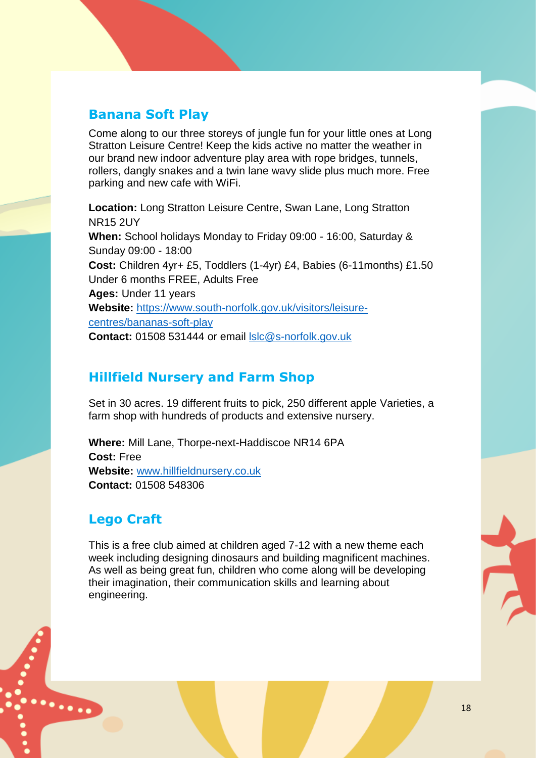## Banana Soft Play

Come along to our three storeys of jungle fun for your little ones at Long Stratton Leisure Centre! Keep the kids active no matter the weather in our brand new indoor adventure play area with rope bridges, tunnels, rollers, dangly snakes and a twin lane wavy slide plus much more. Free parking and new cafe with WiFi.

**Location:** Long Stratton Leisure Centre, Swan Lane, Long Stratton NR15 2UY
**When:** School holidays Monday to Friday 09:00 - 16:00, Saturday & Sunday 09:00 - 18:00
**Cost:** Children 4yr+ £5, Toddlers (1-4yr) £4, Babies (6-11months) £1.50 Under 6 months FREE, Adults Free
**Ages:** Under 11 years
**Website:** [https://www.south-norfolk.gov.uk/visitors/leisure-centres/bananas-soft-play](https://www.south-norfolk.gov.uk/visitors/leisure-centres/bananas-soft-play)
**Contact:** 01508 531444 or email [lslc@s-norfolk.gov.uk](mailto:lslc@s-norfolk.gov.uk)

## Hillfield Nursery and Farm Shop

Set in 30 acres. 19 different fruits to pick, 250 different apple Varieties, a farm shop with hundreds of products and extensive nursery.

**Where:** Mill Lane, Thorpe-next-Haddiscoe NR14 6PA
**Cost:** Free
**Website:** [www.hillfieldnursery.co.uk](http://www.hillfieldnursery.co.uk)
**Contact:** 01508 548306

## Lego Craft

This is a free club aimed at children aged 7-12 with a new theme each week including designing dinosaurs and building magnificent machines. As well as being great fun, children who come along will be developing their imagination, their communication skills and learning about engineering.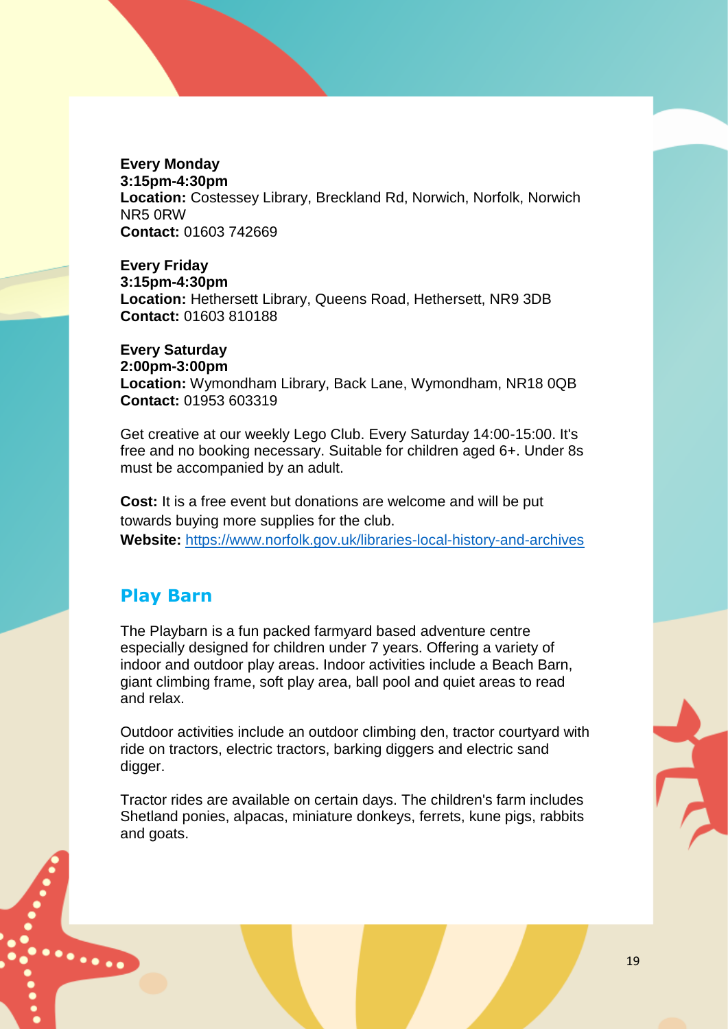**Every Monday**
**3:15pm-4:30pm**
**Location:** Costessey Library, Breckland Rd, Norwich, Norfolk, Norwich NR5 0RW
**Contact:** 01603 742669

**Every Friday**
**3:15pm-4:30pm**
**Location:** Hethersett Library, Queens Road, Hethersett, NR9 3DB
**Contact:** 01603 810188

**Every Saturday**
**2:00pm-3:00pm**
**Location:** Wymondham Library, Back Lane, Wymondham, NR18 0QB
**Contact:** 01953 603319

Get creative at our weekly Lego Club. Every Saturday 14:00-15:00. It's free and no booking necessary. Suitable for children aged 6+. Under 8s must be accompanied by an adult.

**Cost:** It is a free event but donations are welcome and will be put towards buying more supplies for the club.
**Website:** [https://www.norfolk.gov.uk/libraries-local-history-and-archives](https://www.norfolk.gov.uk/libraries-local-history-and-archives)

## Play Barn

The Playbarn is a fun packed farmyard based adventure centre especially designed for children under 7 years. Offering a variety of indoor and outdoor play areas. Indoor activities include a Beach Barn, giant climbing frame, soft play area, ball pool and quiet areas to read and relax.

Outdoor activities include an outdoor climbing den, tractor courtyard with ride on tractors, electric tractors, barking diggers and electric sand digger.

Tractor rides are available on certain days. The children's farm includes Shetland ponies, alpacas, miniature donkeys, ferrets, kune pigs, rabbits and goats.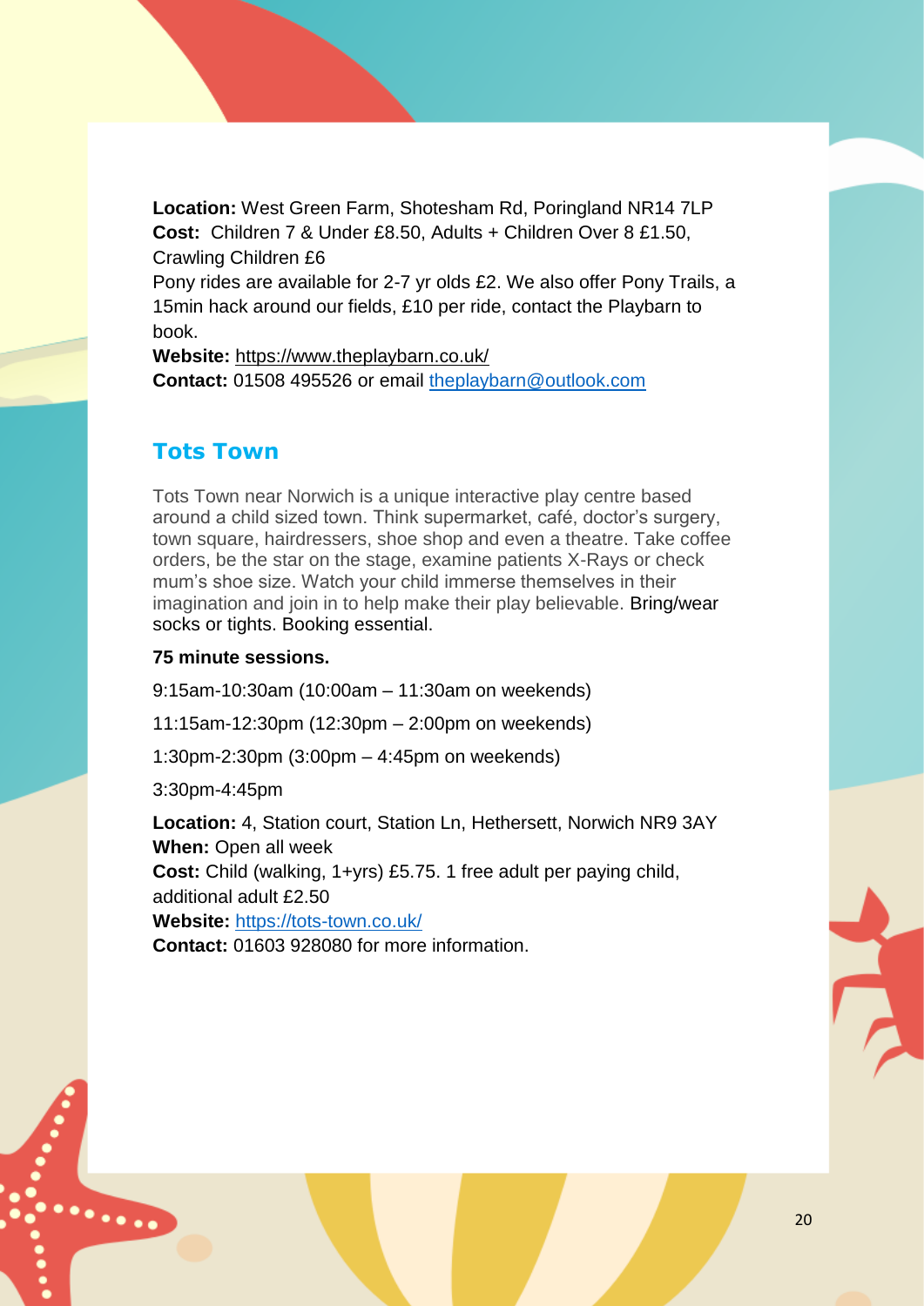**Location:** West Green Farm, Shotesham Rd, Poringland NR14 7LP
**Cost:** Children 7 & Under £8.50, Adults + Children Over 8 £1.50, Crawling Children £6
Pony rides are available for 2-7 yr olds £2. We also offer Pony Trails, a 15min hack around our fields, £10 per ride, contact the Playbarn to book.
**Website:** https://www.theplaybarn.co.uk/
**Contact:** 01508 495526 or email theplaybarn@outlook.com

## Tots Town

Tots Town near Norwich is a unique interactive play centre based around a child sized town. Think supermarket, café, doctor's surgery, town square, hairdressers, shoe shop and even a theatre. Take coffee orders, be the star on the stage, examine patients X-Rays or check mum's shoe size. Watch your child immerse themselves in their imagination and join in to help make their play believable. Bring/wear socks or tights. Booking essential.

**75 minute sessions.**

9:15am-10:30am (10:00am – 11:30am on weekends)

11:15am-12:30pm (12:30pm – 2:00pm on weekends)

1:30pm-2:30pm (3:00pm – 4:45pm on weekends)

3:30pm-4:45pm

**Location:** 4, Station court, Station Ln, Hethersett, Norwich NR9 3AY
**When:** Open all week
**Cost:** Child (walking, 1+yrs) £5.75. 1 free adult per paying child, additional adult £2.50
**Website:** https://tots-town.co.uk/
**Contact:** 01603 928080 for more information.